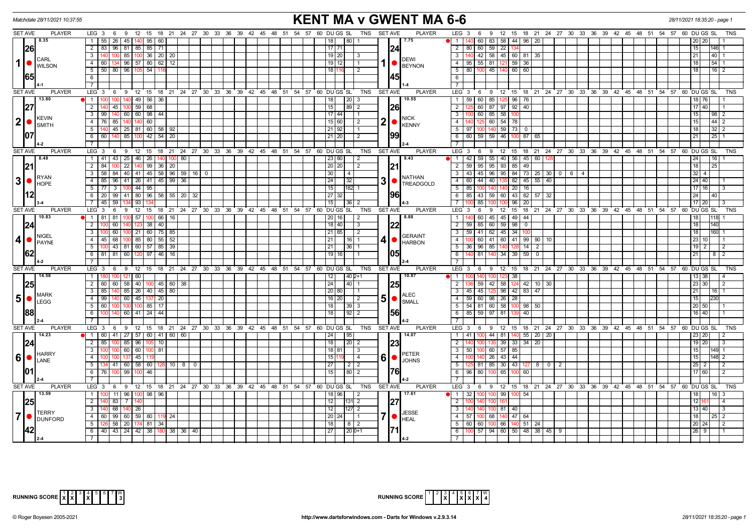Matchdate 28/11/2021 10:37:55

# KENT MA v GWENT MA 6-6

28/11/2021 18:35:20 - page 1

| SET AVE | PLAYER | LEG | Scores | DU | GS | SL | TNS | SET AVE | PLAYER | LEG | Scores | DU | GS | SL | TNS |
|---|---|---|---|---|---|---|---|---|---|---|---|---|---|---|---|
| 8.35 / 26.65 | 1 CARL WILSON (4-1) | 1 | 55 26 45 140 95 60 | | 18 | 80 | 1 | 7.75 / 24.45 | 1 DEWI BEYNON (1-4) | 1 | 140 60 83 58 44 96 20 | 20 | 20 | | 1 |
| | | 2 | 83 96 81 85 85 71 | | 17 | 71 | | | | 2 | 80 60 59 22 134 | | 15 | 146 | 1 |
| | | 3 | 140 100 85 100 36 20 20 | | 19 | 20 | 3 | | | 3 | 140 42 58 45 60 81 35 | | 21 | 40 | 1 |
| | | 4 | 60 134 96 57 80 62 12 | | 19 | 12 | 1 | | | 4 | 95 55 81 121 59 36 | | 18 | 54 | 1 |
| | | 5 | 50 80 96 105 54 116 | | 18 | 116 | 2 | | | 5 | 80 100 45 140 60 60 | | 18 | 16 | 2 |
| 13.80 / 27.07 | 2 KEVIN SMITH (4-2) | 1 | 100 100 140 49 56 36 | | 18 | 20 | 3 | 10.55 / 26.99 | 2 NICK KENNY (2-4) | 1 | 59 60 85 125 96 76 | 18 | 76 | | 1 |
| | | 2 | 140 45 100 59 68 | | 15 | 89 | 2 | | | 2 | 125 60 87 97 92 40 | 17 | 40 | | 1 |
| | | 3 | 99 140 60 60 98 44 | 17 | 44 | | 1 | | | 3 | 100 60 85 58 100 | | 15 | 98 | 2 |
| | | 4 | 76 85 140 140 60 | 15 | 60 | | 2 | | | 4 | 140 125 60 54 78 | | 15 | 44 | 2 |
| | | 5 | 140 45 25 81 60 58 92 | 21 | 92 | | 1 | | | 5 | 97 100 140 59 73 0 | | 18 | 32 | 2 |
| | | 6 | 60 140 85 100 42 54 20 | 21 | 20 | | 2 | | | 6 | 60 59 59 46 100 87 65 | | 21 | 25 | 1 |
| 8.48 / 21.12 | 3 RYAN HOPE (3-4) | 1 | 41 43 25 46 26 140 100 80 | 23 | 80 | | 2 | 9.43 / 21.96 | 3 NATHAN TREADGOLD (4-3) | 1 | 42 59 55 40 56 45 60 128 | | 24 | 16 | 1 |
| | | 2 | 84 100 22 140 99 36 20 | 20 | 20 | | 2 | | | 2 | 59 95 95 93 85 49 | | 18 | 25 | |
| | | 3 | 58 84 40 41 45 58 96 59 16 0 | | 30 | | 4 | | | 3 | 43 45 96 95 84 73 25 30 0 6 4 | 32 | 4 | | |
| | | 4 | 85 96 41 26 41 45 99 36 | | 24 | 32 | | | | 4 | 60 44 40 135 82 45 55 40 | 24 | 40 | | 1 |
| | | 5 | 77 3 100 44 95 | | 15 | 182 | 1 | | | 5 | 85 100 140 140 20 16 | 17 | 16 | | 3 |
| | | 6 | 20 99 41 80 96 58 55 20 32 | 27 | 32 | | | | | 6 | 85 43 59 60 43 82 57 32 | | 24 | 40 | |
| | | 7 | 45 59 134 93 134 | | 15 | 36 | 2 | | | 7 | 100 85 100 100 96 20 | 17 | 20 | | 3 |
| 10.83 / 24.62 | 4 NIGEL PAYNE (4-2) | 1 | 81 81 100 57 100 66 16 | 20 | 16 | | 2 | 8.88 / 22.05 | 4 GERAINT HARBON (2-4) | 1 | 140 60 45 45 49 44 | | 18 | 118 | 1 |
| | | 2 | 100 60 140 123 38 40 | 18 | 40 | | 3 | | | 2 | 59 85 60 59 98 0 | | 18 | 140 | |
| | | 3 | 100 60 100 21 60 75 85 | 21 | 85 | | 2 | | | 3 | 59 41 62 45 34 100 | | 18 | 160 | 1 |
| | | 4 | 45 68 100 85 80 55 52 | | 21 | 16 | 1 | | | 4 | 100 60 41 60 41 99 90 10 | 23 | 10 | | 1 |
| | | 5 | 100 43 81 60 57 85 39 | | 21 | 36 | 1 | | | 5 | 36 96 85 140 128 14 2 | 19 | 2 | | 2 |
| | | 6 | 81 81 60 120 97 46 16 | 19 | 16 | | 1 | | | 6 | 140 81 140 34 39 59 0 | | 21 | 8 | 2 |
| 14.58 / 25.88 | 5 MARK LEGG (2-4) | 1 | 180 100 121 60 | | 12 | 40 | 2+1 | 10.87 / 25.56 | 5 ALEC SMALL (4-2) | 1 | 100 140 100 123 38 | 13 | 38 | | 4 |
| | | 2 | 60 60 58 40 100 45 60 38 | | 24 | 40 | 1 | | | 2 | 136 59 42 58 124 42 10 30 | 23 | 30 | | 2 |
| | | 3 | 85 140 85 26 40 45 80 | 20 | 80 | | 1 | | | 3 | 45 45 125 98 42 83 47 | | 21 | 16 | 1 |
| | | 4 | 99 140 60 45 137 20 | 16 | 20 | | 2 | | | 4 | 59 60 98 26 28 | | 15 | 230 | |
| | | 5 | 60 100 100 100 85 17 | | 18 | 39 | 3 | | | 5 | 54 81 60 58 100 98 50 | 20 | 50 | | 1 |
| | | 6 | 100 140 60 41 24 44 | | 18 | 92 | 2 | | | 6 | 85 59 97 81 139 40 | 16 | 40 | | 1 |
| 14.23 / 24.01 | 6 HARRY LANE (2-4) | 1 | 60 41 27 57 60 41 60 60 | | 24 | 95 | | 14.07 / 23.76 | 6 PETER JOHNS (4-2) | 1 | 41 100 44 81 140 55 20 20 | 23 | 20 | | 2 |
| | | 2 | 85 100 85 96 105 10 | | 18 | 20 | 2 | | | 2 | 140 100 135 39 33 34 20 | 19 | 20 | | 3 |
| | | 3 | 100 100 60 60 100 81 | 18 | 81 | | 3 | | | 3 | 50 100 60 57 85 | | 15 | 149 | 1 |
| | | 4 | 100 100 137 45 119 | 15 | 119 | | 4 | | | 4 | 100 140 26 43 44 | | 15 | 148 | 2 |
| | | 5 | 134 41 60 58 60 128 10 8 0 | | 27 | 2 | 2 | | | 5 | 125 81 85 30 43 127 8 0 2 | 25 | 2 | | 2 |
| | | 6 | 76 100 99 100 46 | | 15 | 80 | 2 | | | 6 | 96 80 100 65 100 60 | 17 | 60 | | 2 |
| 13.59 / 25.42 | 7 TERRY DUNFORD (2-4) | 1 | 100 11 96 100 98 96 | 18 | 96 | | 2 | 17.61 / 27.71 | 7 JESSE HEAL (4-2) | 1 | 32 100 100 99 100 54 | | 18 | 16 | 3 |
| | | 2 | 140 83 7 140 | | 12 | 131 | 2 | | | 2 | 100 140 100 161 | 12 | 161 | | 4 |
| | | 3 | 140 68 140 26 | | 12 | 127 | 2 | | | 3 | 140 140 100 81 40 | 13 | 40 | | 3 |
| | | 4 | 60 99 60 59 80 119 24 | 20 | 24 | | 1 | | | 4 | 57 100 68 140 47 64 | | 18 | 25 | 2 |
| | | 5 | 126 58 20 174 81 34 | | 18 | 8 | 2 | | | 5 | 60 60 100 66 140 51 24 | 20 | 24 | | 2 |
| | | 6 | 40 43 24 42 38 180 38 36 40 | | 27 | 20 | 0+1 | | | 6 | 100 57 94 60 50 48 38 45 9 | 26 | 9 | | 1 |

RUNNING SCORE (KENT MA): 1 X, 2 X, 3 , 4 X, 5 , 6 , 7 , W 3

RUNNING SCORE (GWENT MA): 1 , 2 , 3 X, 4 , 5 X, 6 X, 7 X, W 4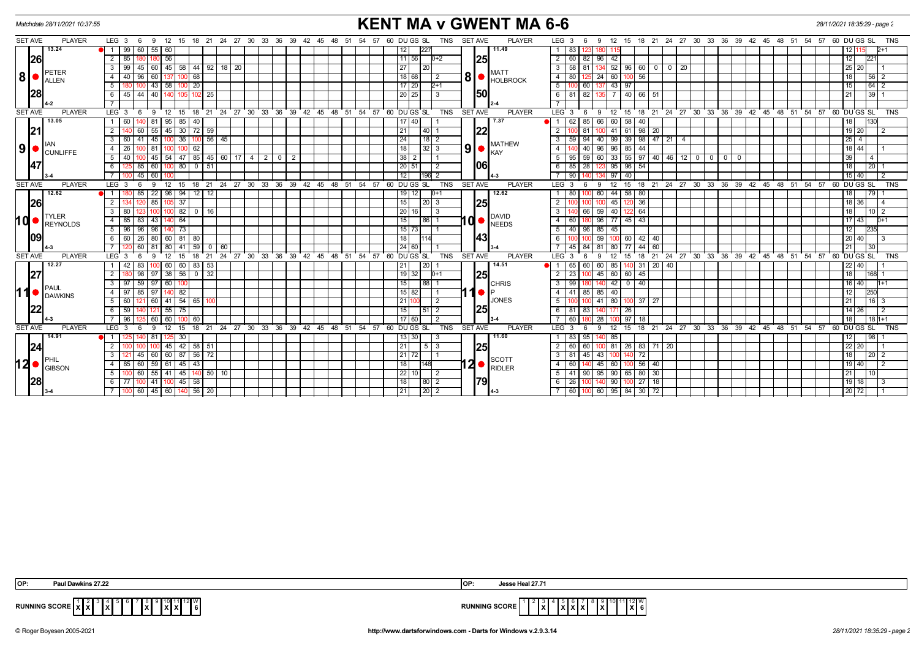Matchdate 28/11/2021 10:37:55

# KENT MA v GWENT MA 6-6

28/11/2021 18:35:29 - page 2

## Set 8

**PETER ALLEN** (Set Ave 26.28, 13.24, Legs 4-2)

| LEG | Scores | DU | GS | SL | TNS |
|---|---|---|---|---|---|
| 1 | 99 60 55 60 | 12 | | 227 | |
| 2 | 85 180 180 56 | 11 | 56 | | 0+2 |
| 3 | 99 45 60 45 58 44 92 18 20 | 27 | | 20 | |
| 4 | 40 96 60 137 100 68 | 18 | 68 | | 2 |
| 5 | 180 100 43 58 100 20 | 17 | 20 | | 2+1 |
| 6 | 45 44 40 140 105 102 25 | 20 | 25 | | 3 |

**MATT HOLBROOK** (Set Ave 25.50, 11.49, Legs 2-4)

| LEG | Scores | DU | GS | SL | TNS |
|---|---|---|---|---|---|
| 1 | 83 123 180 115 | 12 | 115 | | 2+1 |
| 2 | 60 82 96 42 | 12 | | 221 | |
| 3 | 58 81 134 52 96 60 0 0 20 | 25 | 20 | | 1 |
| 4 | 80 125 24 60 100 56 | 18 | | 56 | 2 |
| 5 | 100 60 137 43 97 | 15 | | 64 | 2 |
| 6 | 81 82 135 7 40 66 51 | 21 | | 39 | 1 |

## Set 9

**IAN CUNLIFFE** (Set Ave 21.47, 13.05, Legs 3-4)

| LEG | Scores | DU | GS | SL | TNS |
|---|---|---|---|---|---|
| 1 | 60 140 81 95 85 40 | 17 | 40 | | 1 |
| 2 | 140 60 55 45 30 72 59 | 21 | | 40 | 1 |
| 3 | 60 41 45 100 36 100 56 45 | 24 | | 18 | 2 |
| 4 | 26 100 81 100 100 62 | 18 | | 32 | 3 |
| 5 | 40 100 45 54 47 85 45 60 17 4 2 0 2 | 38 | 2 | | 1 |
| 6 | 125 85 60 100 80 0 51 | 20 | 51 | | 2 |
| 7 | 100 45 60 100 | 12 | | 196 | 2 |

**MATHEW KAY** (Set Ave 22.06, 7.37, Legs 4-3)

| LEG | Scores | DU | GS | SL | TNS |
|---|---|---|---|---|---|
| 1 | 62 85 66 60 58 40 | 18 | | 130 | |
| 2 | 100 81 100 41 61 98 20 | 19 | 20 | | 2 |
| 3 | 59 94 40 99 39 98 47 21 4 | 25 | 4 | | |
| 4 | 140 40 96 96 85 44 | 18 | 44 | | 1 |
| 5 | 95 59 60 33 55 97 40 46 12 0 0 0 0 | 39 | | 4 | |
| 6 | 85 28 123 95 96 54 | 18 | | 20 | 1 |
| 7 | 90 140 134 97 40 | 15 | 40 | | 2 |

## Set 10

**TYLER REYNOLDS** (Set Ave 26.09, 12.62, Legs 4-3)

| LEG | Scores | DU | GS | SL | TNS |
|---|---|---|---|---|---|
| 1 | 180 85 22 96 94 12 12 | 19 | 12 | | 0+1 |
| 2 | 134 120 85 105 37 | 15 | | 20 | 3 |
| 3 | 80 123 100 100 82 0 16 | 20 | 16 | | 3 |
| 4 | 85 83 43 140 64 | 15 | | 86 | 1 |
| 5 | 96 96 96 140 73 | 15 | 73 | | 1 |
| 6 | 60 26 80 60 81 80 | 18 | | 114 | |
| 7 | 120 60 81 80 41 59 0 60 | 24 | 60 | | 1 |

**DAVID NEEDS** (Set Ave 25.43, 12.62, Legs 3-4)

| LEG | Scores | DU | GS | SL | TNS |
|---|---|---|---|---|---|
| 1 | 80 100 60 44 58 80 | 18 | | 79 | 1 |
| 2 | 100 100 100 45 120 36 | 18 | 36 | | 4 |
| 3 | 140 66 59 40 122 64 | 18 | | 10 | 2 |
| 4 | 60 180 96 77 45 43 | 17 | 43 | | 0+1 |
| 5 | 40 96 85 45 | 12 | | 235 | |
| 6 | 100 100 59 100 60 42 40 | 20 | 40 | | 3 |
| 7 | 45 84 81 80 77 44 60 | 21 | | 30 | |

## Set 11

**PAUL DAWKINS** (Set Ave 27.22, 12.27, Legs 4-3)

| LEG | Scores | DU | GS | SL | TNS |
|---|---|---|---|---|---|
| 1 | 42 83 100 60 60 83 53 | 21 | | 20 | 1 |
| 2 | 180 98 97 38 56 0 32 | 19 | 32 | | 0+1 |
| 3 | 97 59 97 60 100 | 15 | | 88 | 1 |
| 4 | 97 85 97 140 82 | 15 | 82 | | 1 |
| 5 | 60 121 60 41 54 65 100 | 21 | 100 | | 2 |
| 6 | 59 140 121 55 75 | 15 | | 51 | 2 |
| 7 | 96 125 60 60 100 60 | 17 | 60 | | 2 |

**CHRIS P JONES** (Set Ave 25.25, 14.51, Legs 3-4)

| LEG | Scores | DU | GS | SL | TNS |
|---|---|---|---|---|---|
| 1 | 65 60 60 85 140 31 20 40 | 22 | 40 | | 1 |
| 2 | 23 100 45 60 60 45 | 18 | | 168 | 1 |
| 3 | 99 180 140 42 0 40 | 16 | 40 | | 1+1 |
| 4 | 41 85 85 40 | 12 | | 250 | |
| 5 | 100 100 41 80 100 37 27 | 21 | | 16 | 3 |
| 6 | 81 83 140 171 26 | 14 | 26 | | 2 |
| 7 | 60 180 28 100 97 18 | 18 | | 18 | 1+1 |

## Set 12

**PHIL GIBSON** (Set Ave 24.28, 14.91, Legs 3-4)

| LEG | Scores | DU | GS | SL | TNS |
|---|---|---|---|---|---|
| 1 | 125 140 81 125 30 | 13 | 30 | | 3 |
| 2 | 100 100 100 45 42 58 51 | 21 | | 5 | 3 |
| 3 | 121 45 60 60 87 56 72 | 21 | 72 | | 1 |
| 4 | 85 60 59 61 45 43 | 18 | | 148 | |
| 5 | 100 60 55 41 45 140 50 10 | 22 | 10 | | 2 |
| 6 | 77 100 41 100 45 58 | 18 | | 80 | 2 |
| 7 | 100 60 45 60 140 56 20 | 21 | | 20 | 2 |

**SCOTT RIDLER** (Set Ave 25.79, 11.60, Legs 4-3)

| LEG | Scores | DU | GS | SL | TNS |
|---|---|---|---|---|---|
| 1 | 83 95 140 85 | 12 | | 98 | 1 |
| 2 | 60 60 100 81 26 83 71 20 | 22 | 20 | | 1 |
| 3 | 81 45 43 100 140 72 | 18 | | 20 | 2 |
| 4 | 60 140 45 60 100 56 40 | 19 | 40 | | 2 |
| 5 | 41 90 95 90 65 80 30 | 21 | | 10 | |
| 6 | 26 100 140 90 100 27 18 | 19 | 18 | | 3 |
| 7 | 60 100 60 95 84 30 72 | 20 | 72 | | 1 |

**OP:** Paul Dawkins 27.22

**OP:** Jesse Heal 27.71

**RUNNING SCORE** (Kent MA)

| 1 | 2 | 3 | 4 | 5 | 6 | 7 | 8 | 9 | 10 | 11 | 12 | W |
|---|---|---|---|---|---|---|---|---|---|---|---|---|
| X | X | | X | | | | X | | X | X | | 6 |

**RUNNING SCORE** (Gwent MA)

| 1 | 2 | 3 | 4 | 5 | 6 | 7 | 8 | 9 | 10 | 11 | 12 | W |
|---|---|---|---|---|---|---|---|---|---|---|---|---|
| | | X | | X | X | X | | X | | | X | 6 |

© Roger Boyesen 2005-2021 http://www.dartsforwindows.com - Darts for Windows v.2.9.3.14 28/11/2021 18:35:29 - page 2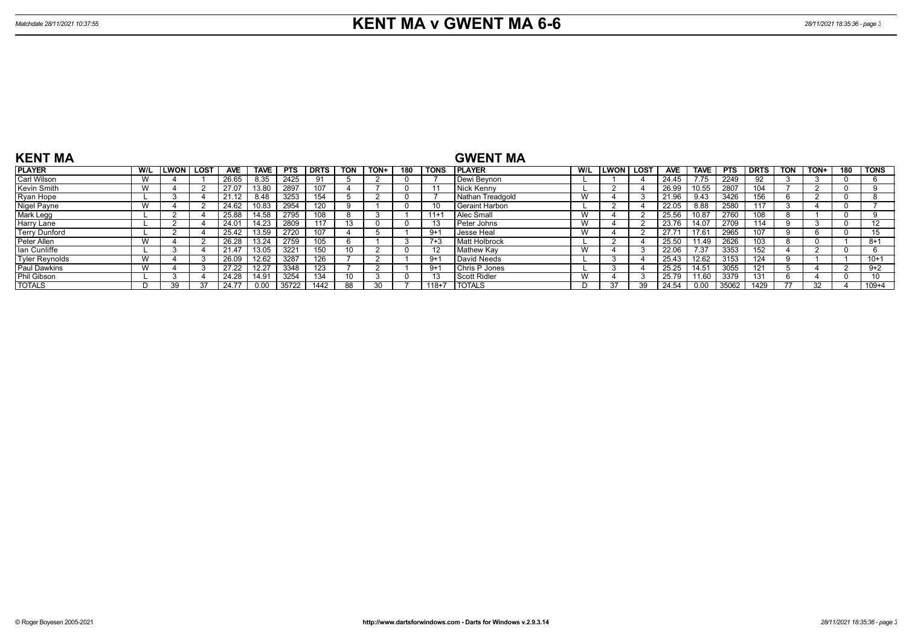Matchdate 28/11/2021 10:37:55

# KENT MA v GWENT MA 6-6

28/11/2021 18:35:36 - page 3

## KENT MA

| PLAYER | W/L | LWON | LOST | AVE | TAVE | PTS | DRTS | TON | TON+ | 180 | TONS |
|---|---|---|---|---|---|---|---|---|---|---|---|
| Carl Wilson | W | 4 | 1 | 26.65 | 8.35 | 2425 | 91 | 5 | 2 | 0 | 7 |
| Kevin Smith | W | 4 | 2 | 27.07 | 13.80 | 2897 | 107 | 4 | 7 | 0 | 11 |
| Ryan Hope | L | 3 | 4 | 21.12 | 8.48 | 3253 | 154 | 5 | 2 | 0 | 7 |
| Nigel Payne | W | 4 | 2 | 24.62 | 10.83 | 2954 | 120 | 9 | 1 | 0 | 10 |
| Mark Legg | L | 2 | 4 | 25.88 | 14.58 | 2795 | 108 | 8 | 3 | 1 | 11+1 |
| Harry Lane | L | 2 | 4 | 24.01 | 14.23 | 2809 | 117 | 13 | 0 | 0 | 13 |
| Terry Dunford | L | 2 | 4 | 25.42 | 13.59 | 2720 | 107 | 4 | 5 | 1 | 9+1 |
| Peter Allen | W | 4 | 2 | 26.28 | 13.24 | 2759 | 105 | 6 | 1 | 3 | 7+3 |
| Ian Cunliffe | L | 3 | 4 | 21.47 | 13.05 | 3221 | 150 | 10 | 2 | 0 | 12 |
| Tyler Reynolds | W | 4 | 3 | 26.09 | 12.62 | 3287 | 126 | 7 | 2 | 1 | 9+1 |
| Paul Dawkins | W | 4 | 3 | 27.22 | 12.27 | 3348 | 123 | 7 | 2 | 1 | 9+1 |
| Phil Gibson | L | 3 | 4 | 24.28 | 14.91 | 3254 | 134 | 10 | 3 | 0 | 13 |
| TOTALS | D | 39 | 37 | 24.77 | 0.00 | 35722 | 1442 | 88 | 30 | 7 | 118+7 |

## GWENT MA

| PLAYER | W/L | LWON | LOST | AVE | TAVE | PTS | DRTS | TON | TON+ | 180 | TONS |
|---|---|---|---|---|---|---|---|---|---|---|---|
| Dewi Beynon | L | 1 | 4 | 24.45 | 7.75 | 2249 | 92 | 3 | 3 | 0 | 6 |
| Nick Kenny | L | 2 | 4 | 26.99 | 10.55 | 2807 | 104 | 7 | 2 | 0 | 9 |
| Nathan Treadgold | W | 4 | 3 | 21.96 | 9.43 | 3426 | 156 | 6 | 2 | 0 | 8 |
| Geraint Harbon | L | 2 | 4 | 22.05 | 8.88 | 2580 | 117 | 3 | 4 | 0 | 7 |
| Alec Small | W | 4 | 2 | 25.56 | 10.87 | 2760 | 108 | 8 | 1 | 0 | 9 |
| Peter Johns | W | 4 | 2 | 23.76 | 14.07 | 2709 | 114 | 9 | 3 | 0 | 12 |
| Jesse Heal | W | 4 | 2 | 27.71 | 17.61 | 2965 | 107 | 9 | 6 | 0 | 15 |
| Matt Holbrock | L | 2 | 4 | 25.50 | 11.49 | 2626 | 103 | 8 | 0 | 1 | 8+1 |
| Mathew Kay | W | 4 | 3 | 22.06 | 7.37 | 3353 | 152 | 4 | 2 | 0 | 6 |
| David Needs | L | 3 | 4 | 25.43 | 12.62 | 3153 | 124 | 9 | 1 | 1 | 10+1 |
| Chris P Jones | L | 3 | 4 | 25.25 | 14.51 | 3055 | 121 | 5 | 4 | 2 | 9+2 |
| Scott Ridler | W | 4 | 3 | 25.79 | 11.60 | 3379 | 131 | 6 | 4 | 0 | 10 |
| TOTALS | D | 37 | 39 | 24.54 | 0.00 | 35062 | 1429 | 77 | 32 | 4 | 109+4 |

© Roger Boyesen 2005-2021 http://www.dartsforwindows.com - Darts for Windows v.2.9.3.14